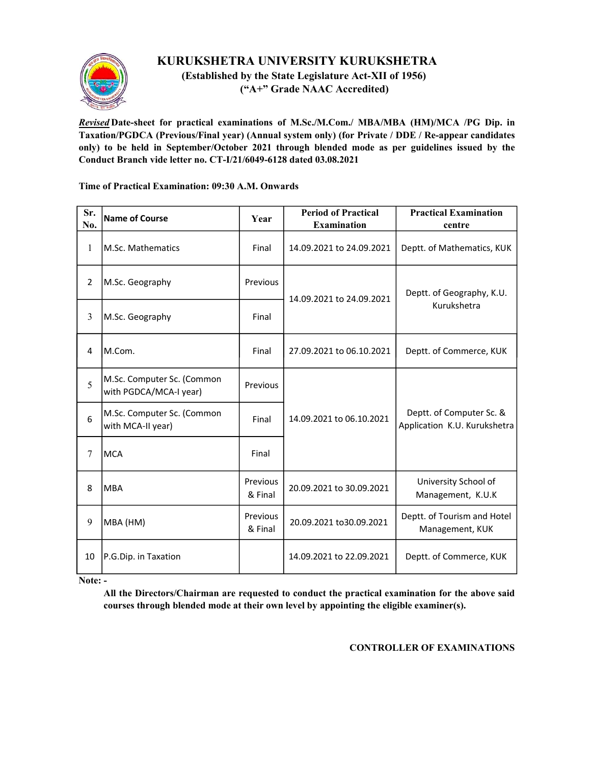# KURUKSHETRA UNIVERSITY KURUKSHETRA

**(Established by the State Legislature Act-XII of 1956)**

**("A+" Grade NAAC Accredited)**

***Revised*** **Date-sheet for practical examinations of M.Sc./M.Com./ MBA/MBA (HM)/MCA /PG Dip. in Taxation/PGDCA (Previous/Final year) (Annual system only) (for Private / DDE / Re-appear candidates only) to be held in September/October 2021 through blended mode as per guidelines issued by the Conduct Branch vide letter no. CT-I/21/6049-6128 dated 03.08.2021**

**Time of Practical Examination: 09:30 A.M. Onwards**

| Sr. No. | Name of Course | Year | Period of Practical Examination | Practical Examination centre |
|---|---|---|---|---|
| 1 | M.Sc. Mathematics | Final | 14.09.2021 to 24.09.2021 | Deptt. of Mathematics, KUK |
| 2 | M.Sc. Geography | Previous | 14.09.2021 to 24.09.2021 | Deptt. of Geography, K.U. Kurukshetra |
| 3 | M.Sc. Geography | Final | | |
| 4 | M.Com. | Final | 27.09.2021 to 06.10.2021 | Deptt. of Commerce, KUK |
| 5 | M.Sc. Computer Sc. (Common with PGDCA/MCA-I year) | Previous | 14.09.2021 to 06.10.2021 | Deptt. of Computer Sc. & Application K.U. Kurukshetra |
| 6 | M.Sc. Computer Sc. (Common with MCA-II year) | Final | | |
| 7 | MCA | Final | | |
| 8 | MBA | Previous & Final | 20.09.2021 to 30.09.2021 | University School of Management, K.U.K |
| 9 | MBA (HM) | Previous & Final | 20.09.2021 to30.09.2021 | Deptt. of Tourism and Hotel Management, KUK |
| 10 | P.G.Dip. in Taxation | | 14.09.2021 to 22.09.2021 | Deptt. of Commerce, KUK |

**Note: -**

**All the Directors/Chairman are requested to conduct the practical examination for the above said courses through blended mode at their own level by appointing the eligible examiner(s).**

**CONTROLLER OF EXAMINATIONS**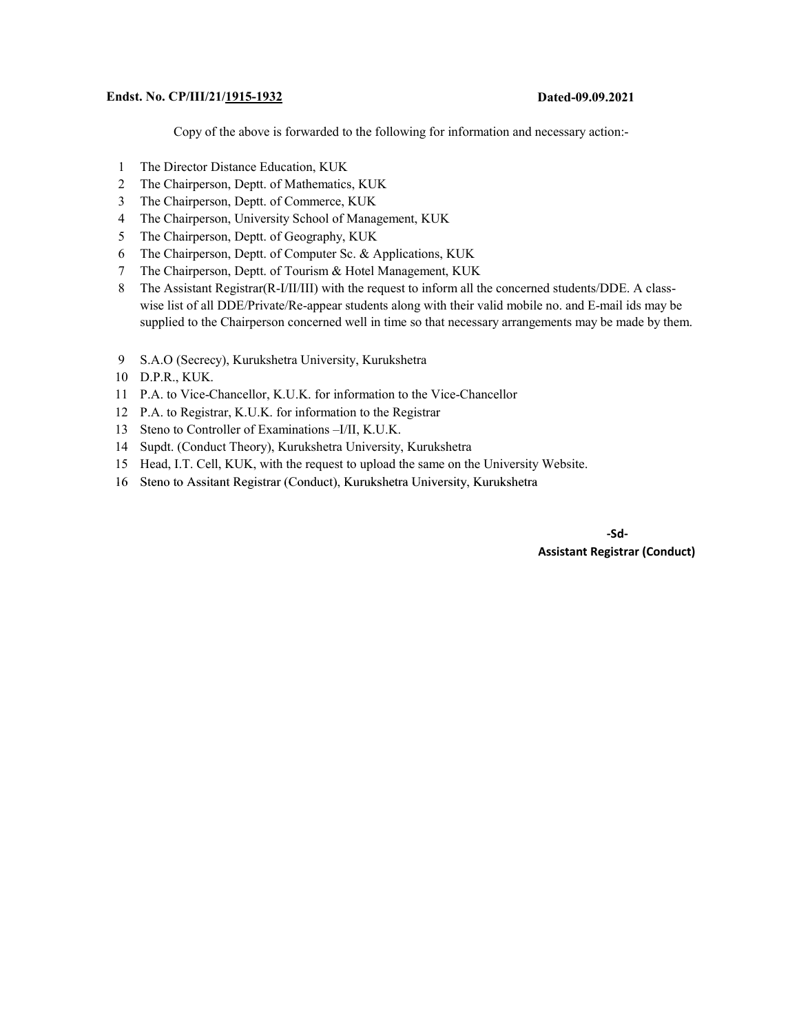**Endst. No. CP/III/21/<u>1915-1932</u>** **Dated-09.09.2021**

Copy of the above is forwarded to the following for information and necessary action:-

1. The Director Distance Education, KUK
2. The Chairperson, Deptt. of Mathematics, KUK
3. The Chairperson, Deptt. of Commerce, KUK
4. The Chairperson, University School of Management, KUK
5. The Chairperson, Deptt. of Geography, KUK
6. The Chairperson, Deptt. of Computer Sc. & Applications, KUK
7. The Chairperson, Deptt. of Tourism & Hotel Management, KUK
8. The Assistant Registrar(R-I/II/III) with the request to inform all the concerned students/DDE. A class-wise list of all DDE/Private/Re-appear students along with their valid mobile no. and E-mail ids may be supplied to the Chairperson concerned well in time so that necessary arrangements may be made by them.
9. S.A.O (Secrecy), Kurukshetra University, Kurukshetra
10. D.P.R., KUK.
11. P.A. to Vice-Chancellor, K.U.K. for information to the Vice-Chancellor
12. P.A. to Registrar, K.U.K. for information to the Registrar
13. Steno to Controller of Examinations –I/II, K.U.K.
14. Supdt. (Conduct Theory), Kurukshetra University, Kurukshetra
15. Head, I.T. Cell, KUK, with the request to upload the same on the University Website.
16. Steno to Assitant Registrar (Conduct), Kurukshetra University, Kurukshetra

**-Sd-**

**Assistant Registrar (Conduct)**